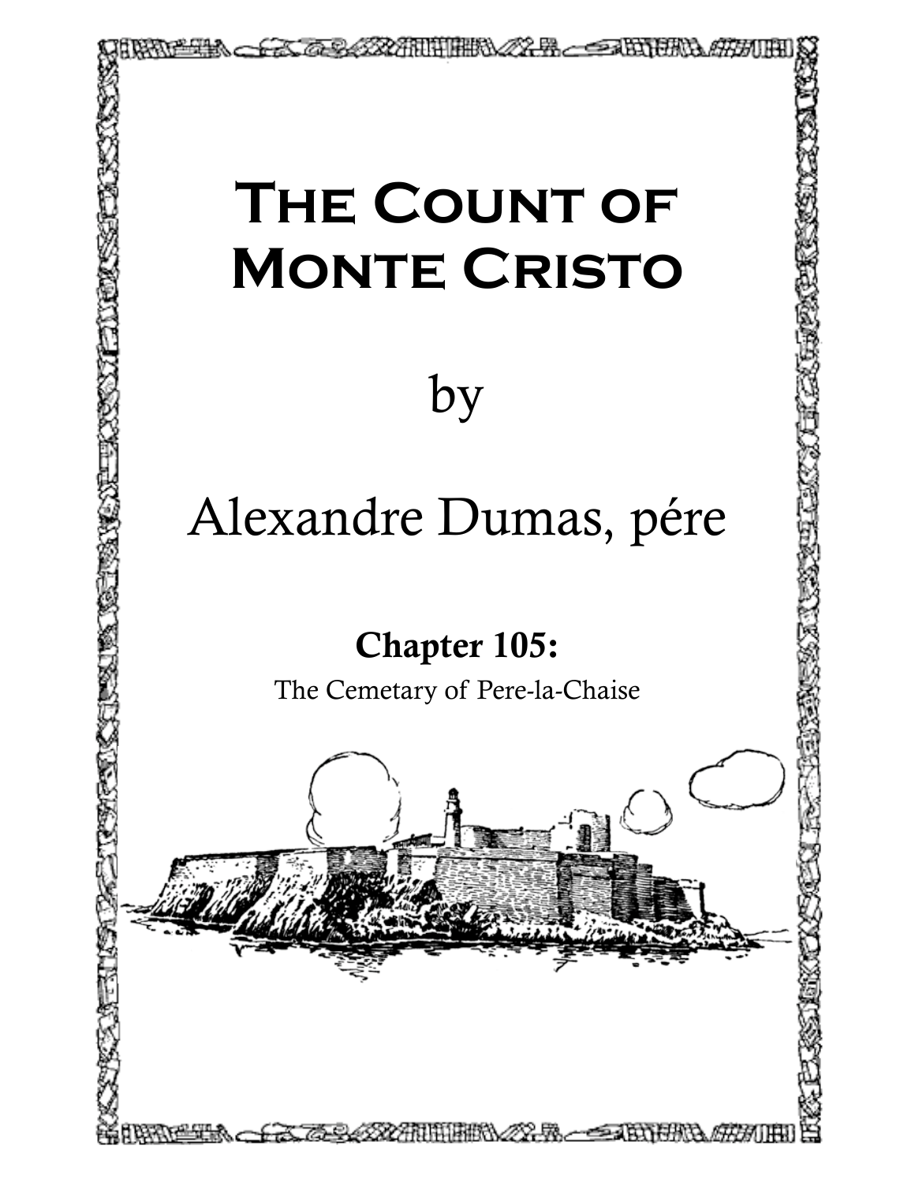# The Count of Monte Cristo

by

Alexandre Dumas, pére

## Chapter 105:

The Cemetary of Pere-la-Chaise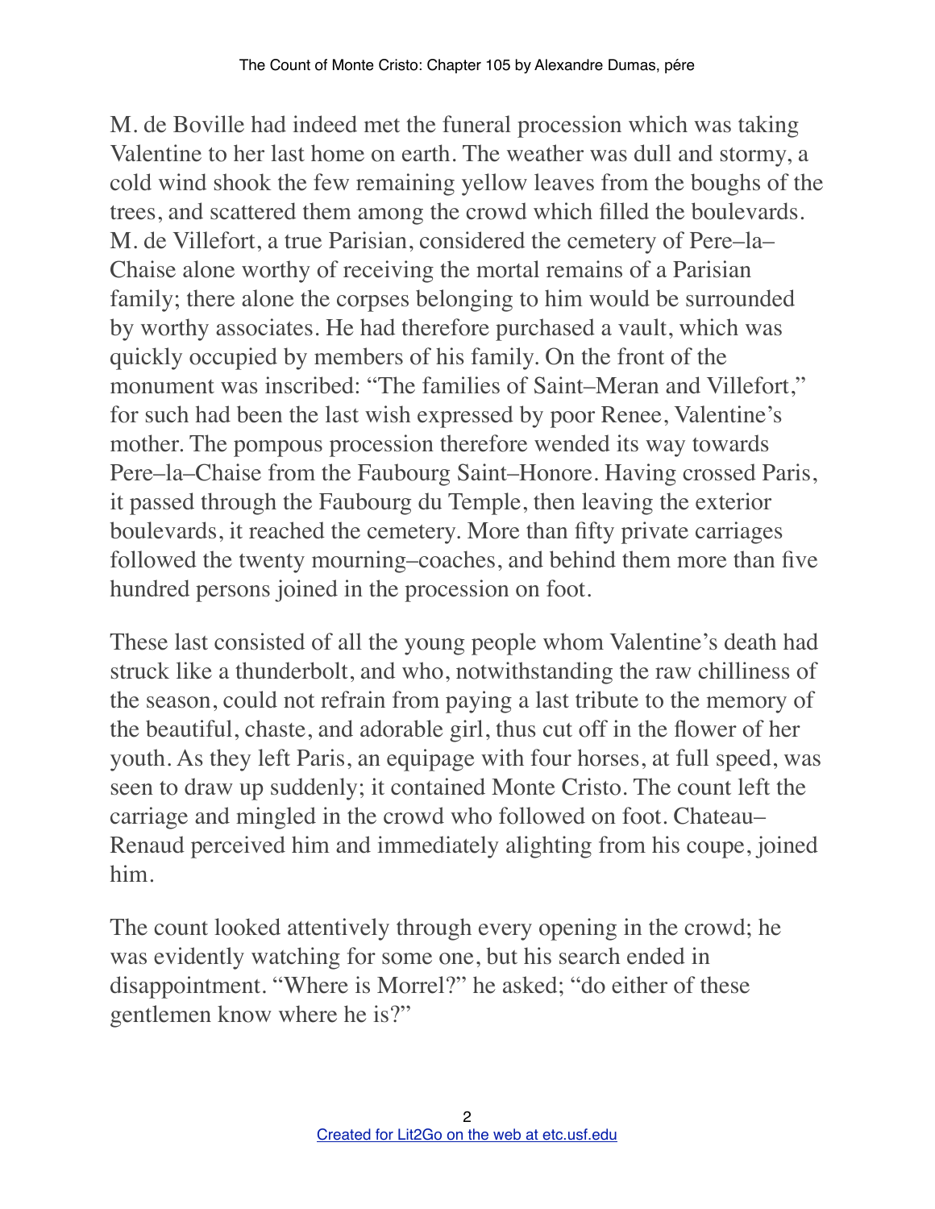M. de Boville had indeed met the funeral procession which was taking Valentine to her last home on earth. The weather was dull and stormy, a cold wind shook the few remaining yellow leaves from the boughs of the trees, and scattered them among the crowd which filled the boulevards. M. de Villefort, a true Parisian, considered the cemetery of Pere–la–Chaise alone worthy of receiving the mortal remains of a Parisian family; there alone the corpses belonging to him would be surrounded by worthy associates. He had therefore purchased a vault, which was quickly occupied by members of his family. On the front of the monument was inscribed: "The families of Saint–Meran and Villefort," for such had been the last wish expressed by poor Renee, Valentine's mother. The pompous procession therefore wended its way towards Pere–la–Chaise from the Faubourg Saint–Honore. Having crossed Paris, it passed through the Faubourg du Temple, then leaving the exterior boulevards, it reached the cemetery. More than fifty private carriages followed the twenty mourning–coaches, and behind them more than five hundred persons joined in the procession on foot.

These last consisted of all the young people whom Valentine's death had struck like a thunderbolt, and who, notwithstanding the raw chilliness of the season, could not refrain from paying a last tribute to the memory of the beautiful, chaste, and adorable girl, thus cut off in the flower of her youth. As they left Paris, an equipage with four horses, at full speed, was seen to draw up suddenly; it contained Monte Cristo. The count left the carriage and mingled in the crowd who followed on foot. Chateau–Renaud perceived him and immediately alighting from his coupe, joined him.

The count looked attentively through every opening in the crowd; he was evidently watching for some one, but his search ended in disappointment. "Where is Morrel?" he asked; "do either of these gentlemen know where he is?"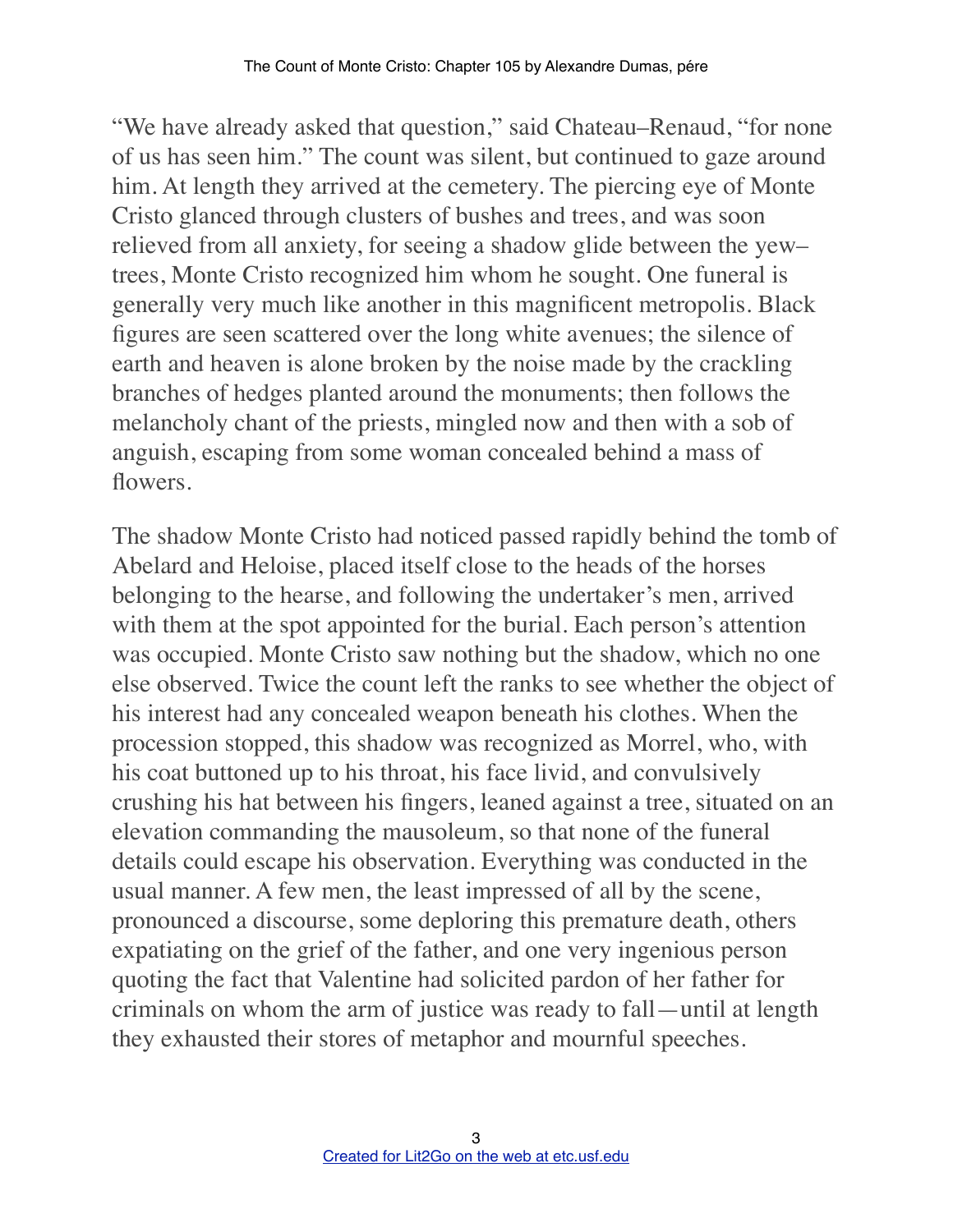"We have already asked that question," said Chateau–Renaud, "for none of us has seen him." The count was silent, but continued to gaze around him. At length they arrived at the cemetery. The piercing eye of Monte Cristo glanced through clusters of bushes and trees, and was soon relieved from all anxiety, for seeing a shadow glide between the yew–trees, Monte Cristo recognized him whom he sought. One funeral is generally very much like another in this magnificent metropolis. Black figures are seen scattered over the long white avenues; the silence of earth and heaven is alone broken by the noise made by the crackling branches of hedges planted around the monuments; then follows the melancholy chant of the priests, mingled now and then with a sob of anguish, escaping from some woman concealed behind a mass of flowers.

The shadow Monte Cristo had noticed passed rapidly behind the tomb of Abelard and Heloise, placed itself close to the heads of the horses belonging to the hearse, and following the undertaker's men, arrived with them at the spot appointed for the burial. Each person's attention was occupied. Monte Cristo saw nothing but the shadow, which no one else observed. Twice the count left the ranks to see whether the object of his interest had any concealed weapon beneath his clothes. When the procession stopped, this shadow was recognized as Morrel, who, with his coat buttoned up to his throat, his face livid, and convulsively crushing his hat between his fingers, leaned against a tree, situated on an elevation commanding the mausoleum, so that none of the funeral details could escape his observation. Everything was conducted in the usual manner. A few men, the least impressed of all by the scene, pronounced a discourse, some deploring this premature death, others expatiating on the grief of the father, and one very ingenious person quoting the fact that Valentine had solicited pardon of her father for criminals on whom the arm of justice was ready to fall—until at length they exhausted their stores of metaphor and mournful speeches.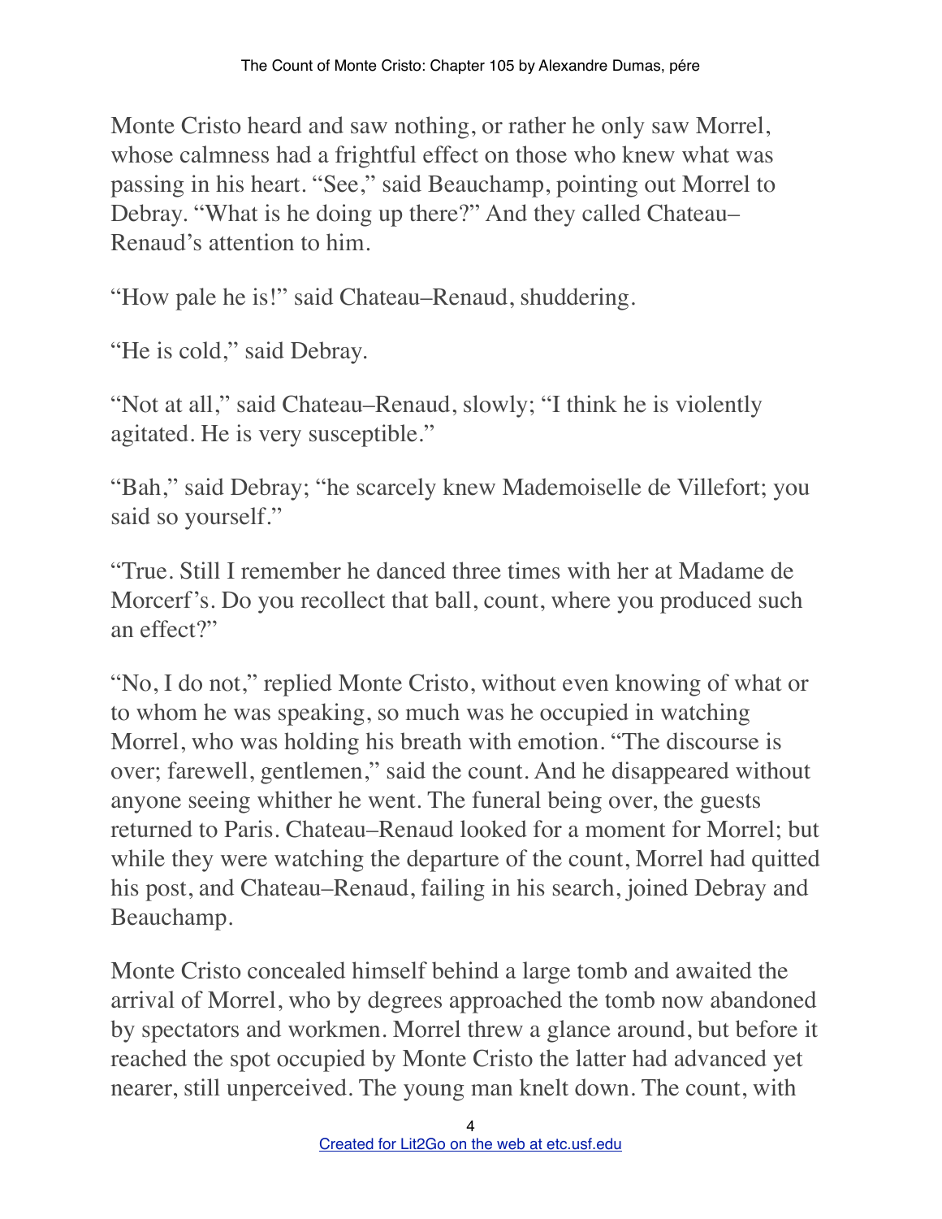Monte Cristo heard and saw nothing, or rather he only saw Morrel, whose calmness had a frightful effect on those who knew what was passing in his heart. "See," said Beauchamp, pointing out Morrel to Debray. "What is he doing up there?" And they called Chateau–Renaud's attention to him.

"How pale he is!" said Chateau–Renaud, shuddering.

"He is cold," said Debray.

"Not at all," said Chateau–Renaud, slowly; "I think he is violently agitated. He is very susceptible."

"Bah," said Debray; "he scarcely knew Mademoiselle de Villefort; you said so yourself."

"True. Still I remember he danced three times with her at Madame de Morcerf's. Do you recollect that ball, count, where you produced such an effect?"

"No, I do not," replied Monte Cristo, without even knowing of what or to whom he was speaking, so much was he occupied in watching Morrel, who was holding his breath with emotion. "The discourse is over; farewell, gentlemen," said the count. And he disappeared without anyone seeing whither he went. The funeral being over, the guests returned to Paris. Chateau–Renaud looked for a moment for Morrel; but while they were watching the departure of the count, Morrel had quitted his post, and Chateau–Renaud, failing in his search, joined Debray and Beauchamp.

Monte Cristo concealed himself behind a large tomb and awaited the arrival of Morrel, who by degrees approached the tomb now abandoned by spectators and workmen. Morrel threw a glance around, but before it reached the spot occupied by Monte Cristo the latter had advanced yet nearer, still unperceived. The young man knelt down. The count, with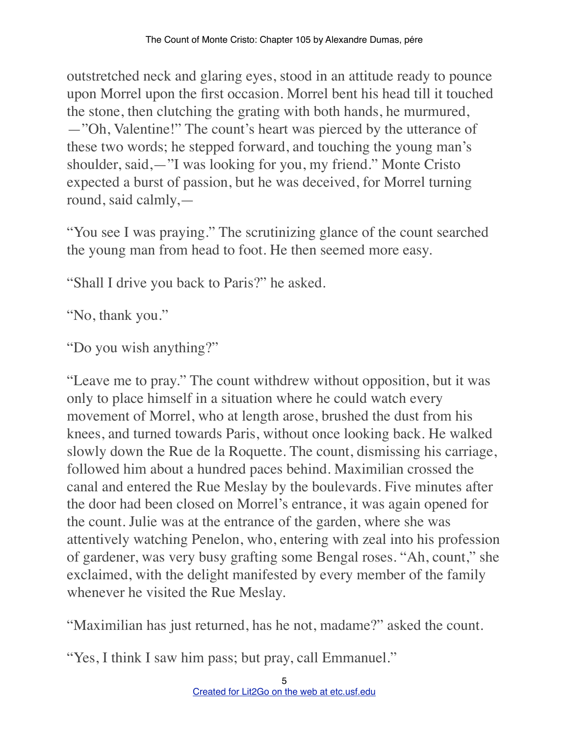outstretched neck and glaring eyes, stood in an attitude ready to pounce upon Morrel upon the first occasion. Morrel bent his head till it touched the stone, then clutching the grating with both hands, he murmured, —"Oh, Valentine!" The count's heart was pierced by the utterance of these two words; he stepped forward, and touching the young man's shoulder, said,—"I was looking for you, my friend." Monte Cristo expected a burst of passion, but he was deceived, for Morrel turning round, said calmly,—

"You see I was praying." The scrutinizing glance of the count searched the young man from head to foot. He then seemed more easy.

"Shall I drive you back to Paris?" he asked.

"No, thank you."

"Do you wish anything?"

"Leave me to pray." The count withdrew without opposition, but it was only to place himself in a situation where he could watch every movement of Morrel, who at length arose, brushed the dust from his knees, and turned towards Paris, without once looking back. He walked slowly down the Rue de la Roquette. The count, dismissing his carriage, followed him about a hundred paces behind. Maximilian crossed the canal and entered the Rue Meslay by the boulevards. Five minutes after the door had been closed on Morrel's entrance, it was again opened for the count. Julie was at the entrance of the garden, where she was attentively watching Penelon, who, entering with zeal into his profession of gardener, was very busy grafting some Bengal roses. "Ah, count," she exclaimed, with the delight manifested by every member of the family whenever he visited the Rue Meslay.

"Maximilian has just returned, has he not, madame?" asked the count.

"Yes, I think I saw him pass; but pray, call Emmanuel."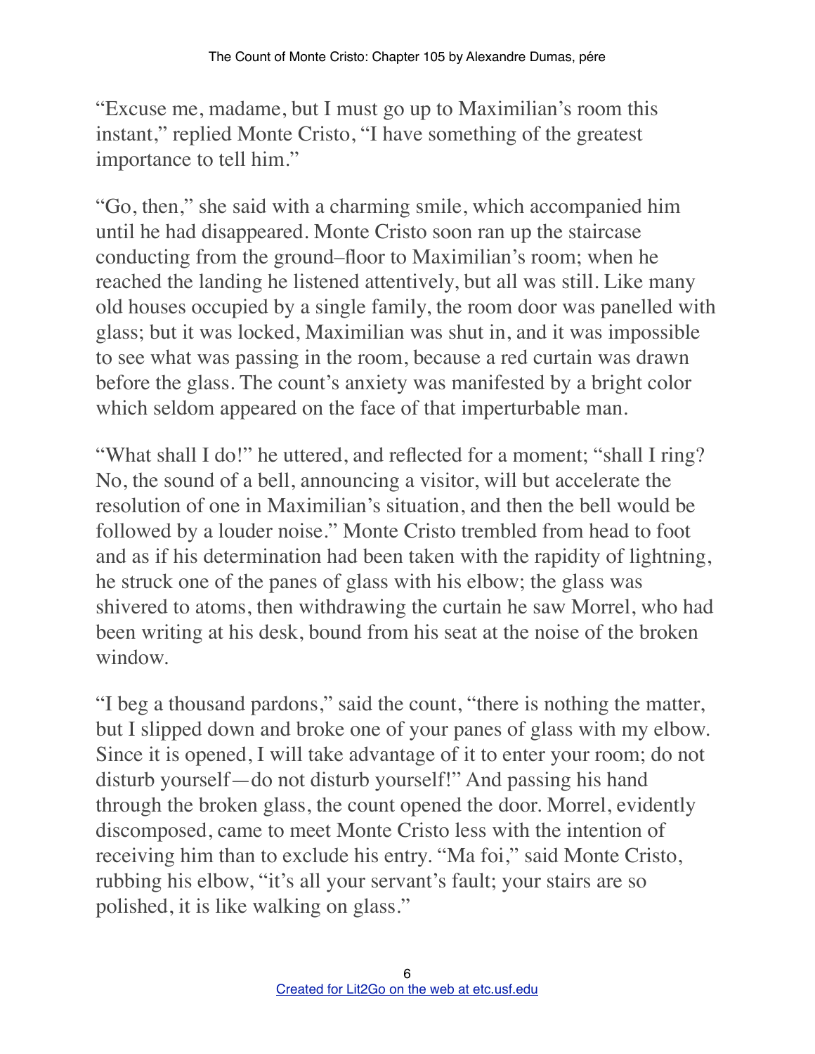"Excuse me, madame, but I must go up to Maximilian's room this instant," replied Monte Cristo, "I have something of the greatest importance to tell him."

"Go, then," she said with a charming smile, which accompanied him until he had disappeared. Monte Cristo soon ran up the staircase conducting from the ground–floor to Maximilian's room; when he reached the landing he listened attentively, but all was still. Like many old houses occupied by a single family, the room door was panelled with glass; but it was locked, Maximilian was shut in, and it was impossible to see what was passing in the room, because a red curtain was drawn before the glass. The count's anxiety was manifested by a bright color which seldom appeared on the face of that imperturbable man.

"What shall I do!" he uttered, and reflected for a moment; "shall I ring? No, the sound of a bell, announcing a visitor, will but accelerate the resolution of one in Maximilian's situation, and then the bell would be followed by a louder noise." Monte Cristo trembled from head to foot and as if his determination had been taken with the rapidity of lightning, he struck one of the panes of glass with his elbow; the glass was shivered to atoms, then withdrawing the curtain he saw Morrel, who had been writing at his desk, bound from his seat at the noise of the broken window.

"I beg a thousand pardons," said the count, "there is nothing the matter, but I slipped down and broke one of your panes of glass with my elbow. Since it is opened, I will take advantage of it to enter your room; do not disturb yourself—do not disturb yourself!" And passing his hand through the broken glass, the count opened the door. Morrel, evidently discomposed, came to meet Monte Cristo less with the intention of receiving him than to exclude his entry. "Ma foi," said Monte Cristo, rubbing his elbow, "it's all your servant's fault; your stairs are so polished, it is like walking on glass."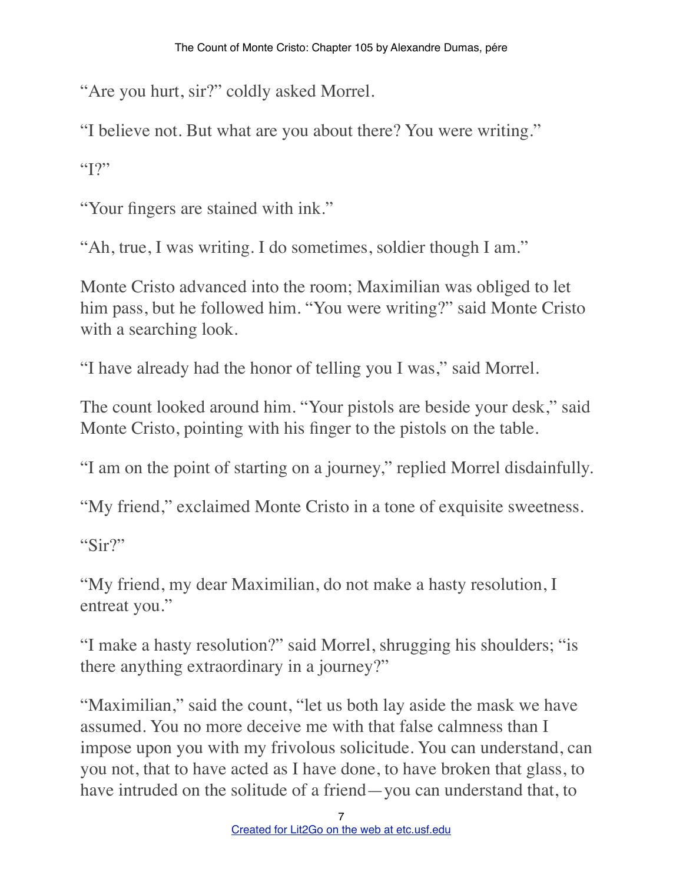"Are you hurt, sir?" coldly asked Morrel.

"I believe not. But what are you about there? You were writing."

"I?"

"Your fingers are stained with ink."

"Ah, true, I was writing. I do sometimes, soldier though I am."

Monte Cristo advanced into the room; Maximilian was obliged to let him pass, but he followed him. "You were writing?" said Monte Cristo with a searching look.

"I have already had the honor of telling you I was," said Morrel.

The count looked around him. "Your pistols are beside your desk," said Monte Cristo, pointing with his finger to the pistols on the table.

"I am on the point of starting on a journey," replied Morrel disdainfully.

"My friend," exclaimed Monte Cristo in a tone of exquisite sweetness.

"Sir?"

"My friend, my dear Maximilian, do not make a hasty resolution, I entreat you."

"I make a hasty resolution?" said Morrel, shrugging his shoulders; "is there anything extraordinary in a journey?"

"Maximilian," said the count, "let us both lay aside the mask we have assumed. You no more deceive me with that false calmness than I impose upon you with my frivolous solicitude. You can understand, can you not, that to have acted as I have done, to have broken that glass, to have intruded on the solitude of a friend—you can understand that, to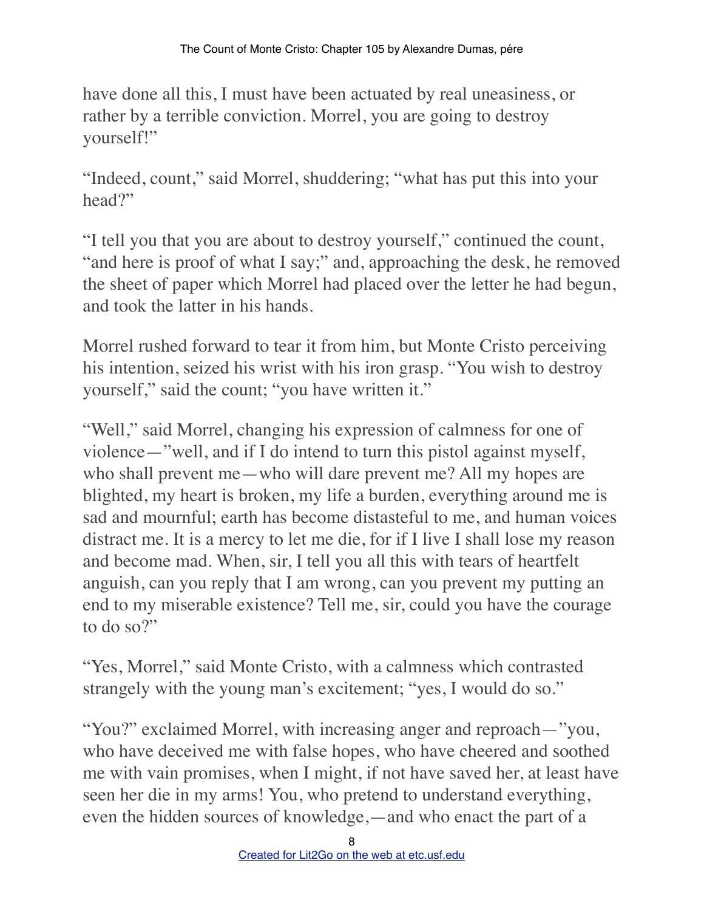have done all this, I must have been actuated by real uneasiness, or rather by a terrible conviction. Morrel, you are going to destroy yourself!"

"Indeed, count," said Morrel, shuddering; "what has put this into your head?"

"I tell you that you are about to destroy yourself," continued the count, "and here is proof of what I say;" and, approaching the desk, he removed the sheet of paper which Morrel had placed over the letter he had begun, and took the latter in his hands.

Morrel rushed forward to tear it from him, but Monte Cristo perceiving his intention, seized his wrist with his iron grasp. "You wish to destroy yourself," said the count; "you have written it."

"Well," said Morrel, changing his expression of calmness for one of violence—"well, and if I do intend to turn this pistol against myself, who shall prevent me—who will dare prevent me? All my hopes are blighted, my heart is broken, my life a burden, everything around me is sad and mournful; earth has become distasteful to me, and human voices distract me. It is a mercy to let me die, for if I live I shall lose my reason and become mad. When, sir, I tell you all this with tears of heartfelt anguish, can you reply that I am wrong, can you prevent my putting an end to my miserable existence? Tell me, sir, could you have the courage to do so?"

"Yes, Morrel," said Monte Cristo, with a calmness which contrasted strangely with the young man's excitement; "yes, I would do so."

"You?" exclaimed Morrel, with increasing anger and reproach—"you, who have deceived me with false hopes, who have cheered and soothed me with vain promises, when I might, if not have saved her, at least have seen her die in my arms! You, who pretend to understand everything, even the hidden sources of knowledge,—and who enact the part of a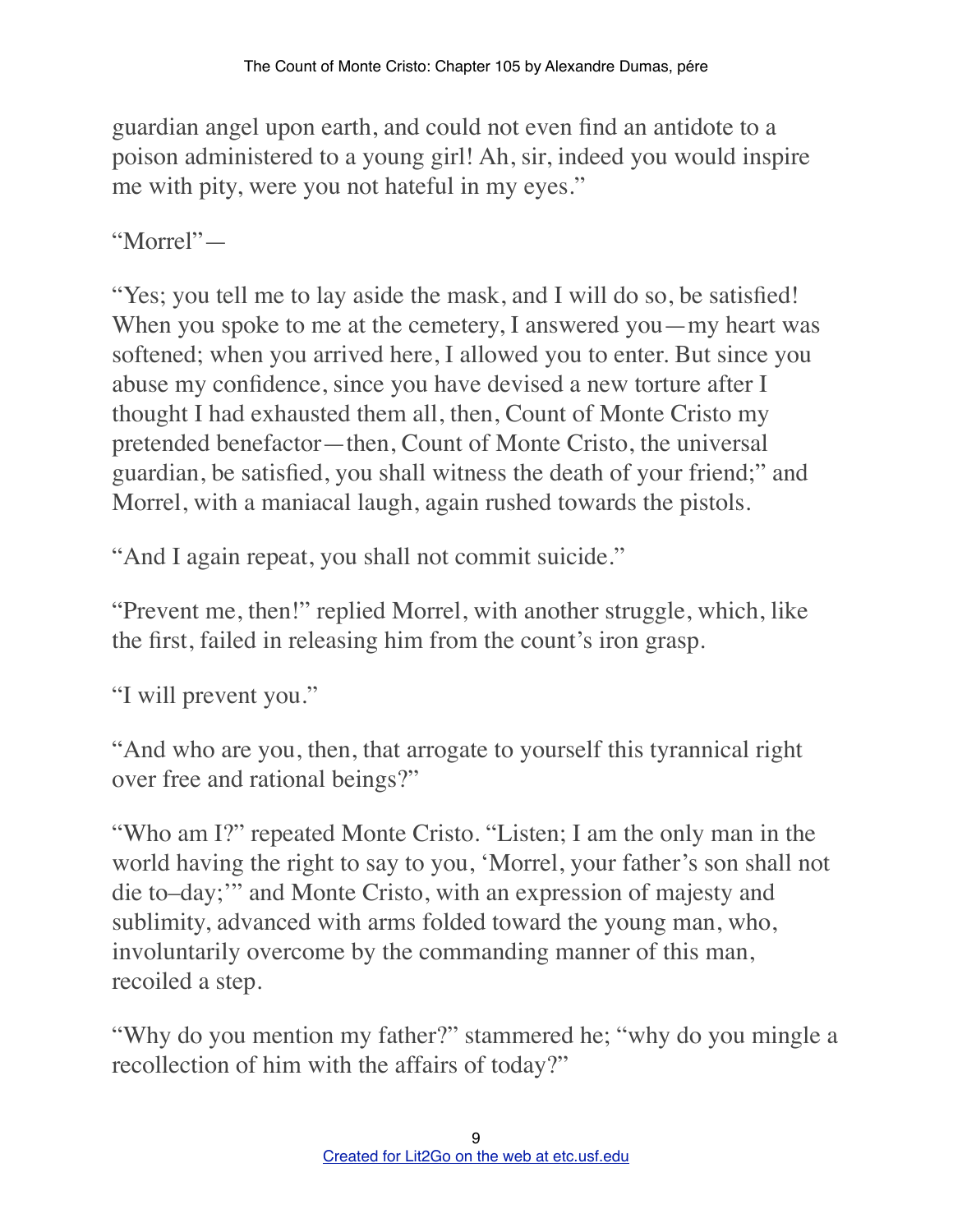guardian angel upon earth, and could not even find an antidote to a poison administered to a young girl! Ah, sir, indeed you would inspire me with pity, were you not hateful in my eyes."

"Morrel"—

"Yes; you tell me to lay aside the mask, and I will do so, be satisfied! When you spoke to me at the cemetery, I answered you—my heart was softened; when you arrived here, I allowed you to enter. But since you abuse my confidence, since you have devised a new torture after I thought I had exhausted them all, then, Count of Monte Cristo my pretended benefactor—then, Count of Monte Cristo, the universal guardian, be satisfied, you shall witness the death of your friend;" and Morrel, with a maniacal laugh, again rushed towards the pistols.

"And I again repeat, you shall not commit suicide."

"Prevent me, then!" replied Morrel, with another struggle, which, like the first, failed in releasing him from the count's iron grasp.

"I will prevent you."

"And who are you, then, that arrogate to yourself this tyrannical right over free and rational beings?"

"Who am I?" repeated Monte Cristo. "Listen; I am the only man in the world having the right to say to you, 'Morrel, your father's son shall not die to–day;'" and Monte Cristo, with an expression of majesty and sublimity, advanced with arms folded toward the young man, who, involuntarily overcome by the commanding manner of this man, recoiled a step.

"Why do you mention my father?" stammered he; "why do you mingle a recollection of him with the affairs of today?"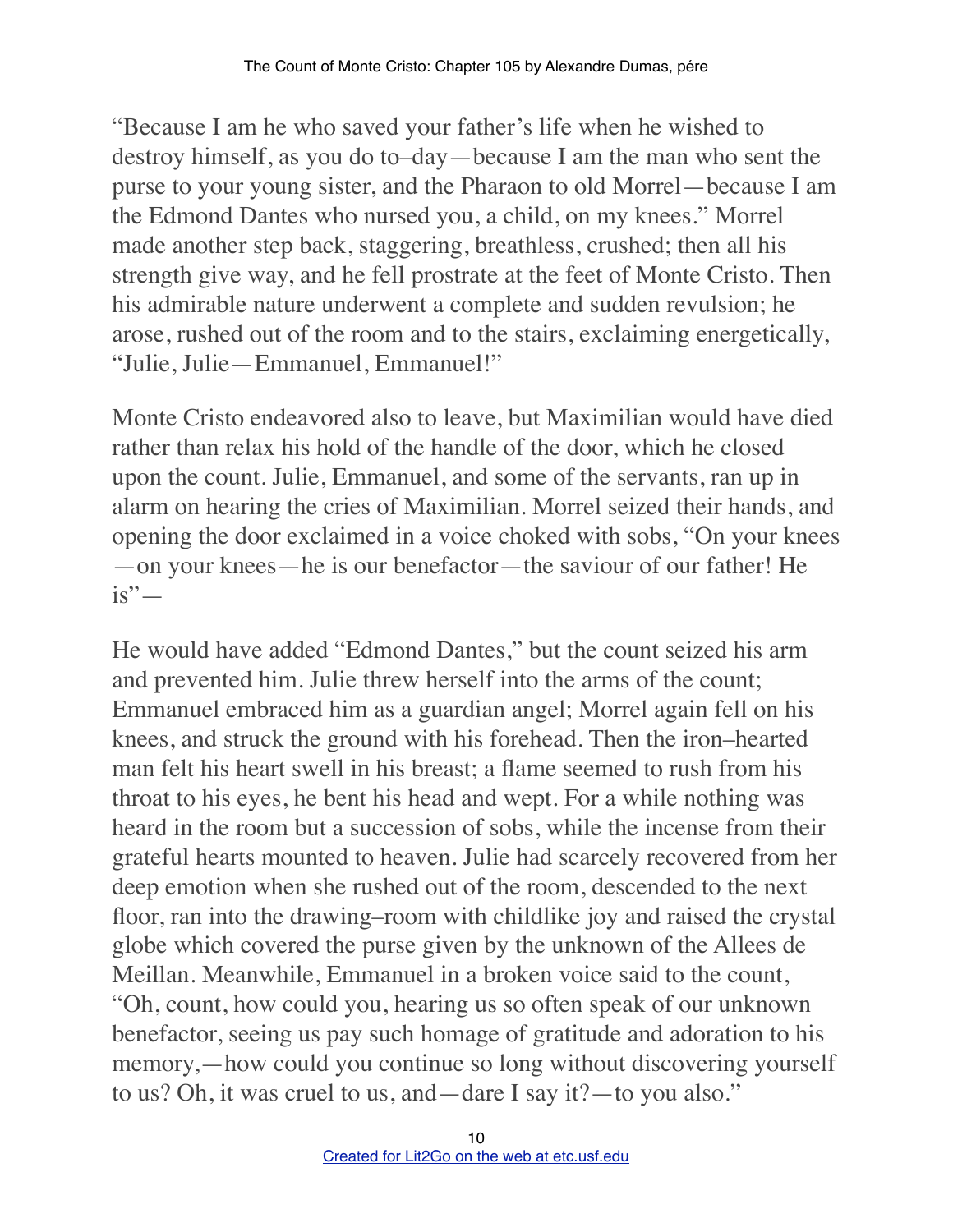"Because I am he who saved your father's life when he wished to destroy himself, as you do to–day—because I am the man who sent the purse to your young sister, and the Pharaon to old Morrel—because I am the Edmond Dantes who nursed you, a child, on my knees." Morrel made another step back, staggering, breathless, crushed; then all his strength give way, and he fell prostrate at the feet of Monte Cristo. Then his admirable nature underwent a complete and sudden revulsion; he arose, rushed out of the room and to the stairs, exclaiming energetically, "Julie, Julie—Emmanuel, Emmanuel!"

Monte Cristo endeavored also to leave, but Maximilian would have died rather than relax his hold of the handle of the door, which he closed upon the count. Julie, Emmanuel, and some of the servants, ran up in alarm on hearing the cries of Maximilian. Morrel seized their hands, and opening the door exclaimed in a voice choked with sobs, "On your knees—on your knees—he is our benefactor—the saviour of our father! He is"—

He would have added "Edmond Dantes," but the count seized his arm and prevented him. Julie threw herself into the arms of the count; Emmanuel embraced him as a guardian angel; Morrel again fell on his knees, and struck the ground with his forehead. Then the iron–hearted man felt his heart swell in his breast; a flame seemed to rush from his throat to his eyes, he bent his head and wept. For a while nothing was heard in the room but a succession of sobs, while the incense from their grateful hearts mounted to heaven. Julie had scarcely recovered from her deep emotion when she rushed out of the room, descended to the next floor, ran into the drawing–room with childlike joy and raised the crystal globe which covered the purse given by the unknown of the Allees de Meillan. Meanwhile, Emmanuel in a broken voice said to the count, "Oh, count, how could you, hearing us so often speak of our unknown benefactor, seeing us pay such homage of gratitude and adoration to his memory,—how could you continue so long without discovering yourself to us? Oh, it was cruel to us, and—dare I say it?—to you also."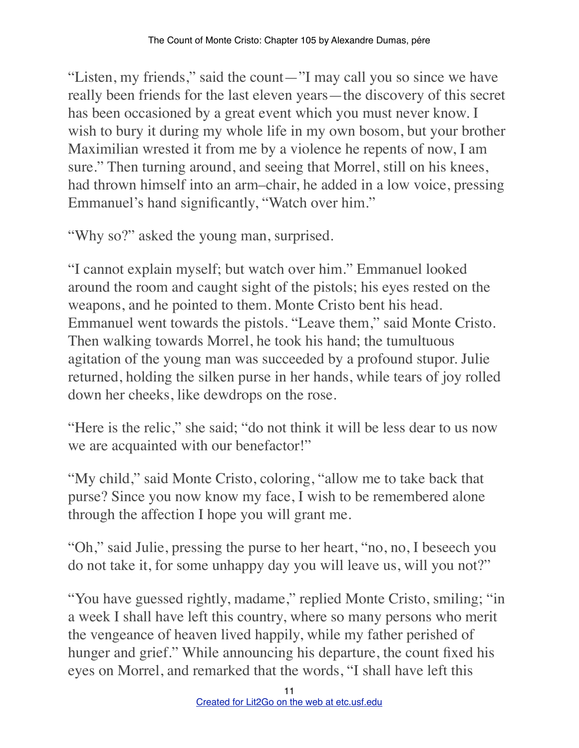"Listen, my friends," said the count—"I may call you so since we have really been friends for the last eleven years—the discovery of this secret has been occasioned by a great event which you must never know. I wish to bury it during my whole life in my own bosom, but your brother Maximilian wrested it from me by a violence he repents of now, I am sure." Then turning around, and seeing that Morrel, still on his knees, had thrown himself into an arm–chair, he added in a low voice, pressing Emmanuel's hand significantly, "Watch over him."

"Why so?" asked the young man, surprised.

"I cannot explain myself; but watch over him." Emmanuel looked around the room and caught sight of the pistols; his eyes rested on the weapons, and he pointed to them. Monte Cristo bent his head. Emmanuel went towards the pistols. "Leave them," said Monte Cristo. Then walking towards Morrel, he took his hand; the tumultuous agitation of the young man was succeeded by a profound stupor. Julie returned, holding the silken purse in her hands, while tears of joy rolled down her cheeks, like dewdrops on the rose.

"Here is the relic," she said; "do not think it will be less dear to us now we are acquainted with our benefactor!"

"My child," said Monte Cristo, coloring, "allow me to take back that purse? Since you now know my face, I wish to be remembered alone through the affection I hope you will grant me.

"Oh," said Julie, pressing the purse to her heart, "no, no, I beseech you do not take it, for some unhappy day you will leave us, will you not?"

"You have guessed rightly, madame," replied Monte Cristo, smiling; "in a week I shall have left this country, where so many persons who merit the vengeance of heaven lived happily, while my father perished of hunger and grief." While announcing his departure, the count fixed his eyes on Morrel, and remarked that the words, "I shall have left this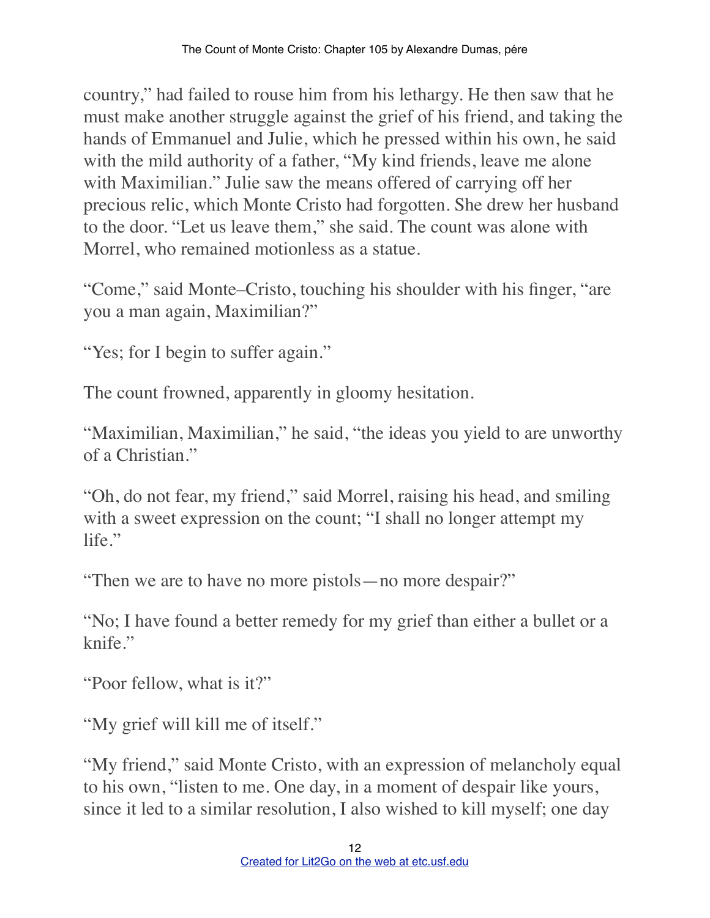country," had failed to rouse him from his lethargy. He then saw that he must make another struggle against the grief of his friend, and taking the hands of Emmanuel and Julie, which he pressed within his own, he said with the mild authority of a father, "My kind friends, leave me alone with Maximilian." Julie saw the means offered of carrying off her precious relic, which Monte Cristo had forgotten. She drew her husband to the door. "Let us leave them," she said. The count was alone with Morrel, who remained motionless as a statue.

"Come," said Monte–Cristo, touching his shoulder with his finger, "are you a man again, Maximilian?"

"Yes; for I begin to suffer again."

The count frowned, apparently in gloomy hesitation.

"Maximilian, Maximilian," he said, "the ideas you yield to are unworthy of a Christian."

"Oh, do not fear, my friend," said Morrel, raising his head, and smiling with a sweet expression on the count; "I shall no longer attempt my life."

"Then we are to have no more pistols—no more despair?"

"No; I have found a better remedy for my grief than either a bullet or a knife."

"Poor fellow, what is it?"

"My grief will kill me of itself."

"My friend," said Monte Cristo, with an expression of melancholy equal to his own, "listen to me. One day, in a moment of despair like yours, since it led to a similar resolution, I also wished to kill myself; one day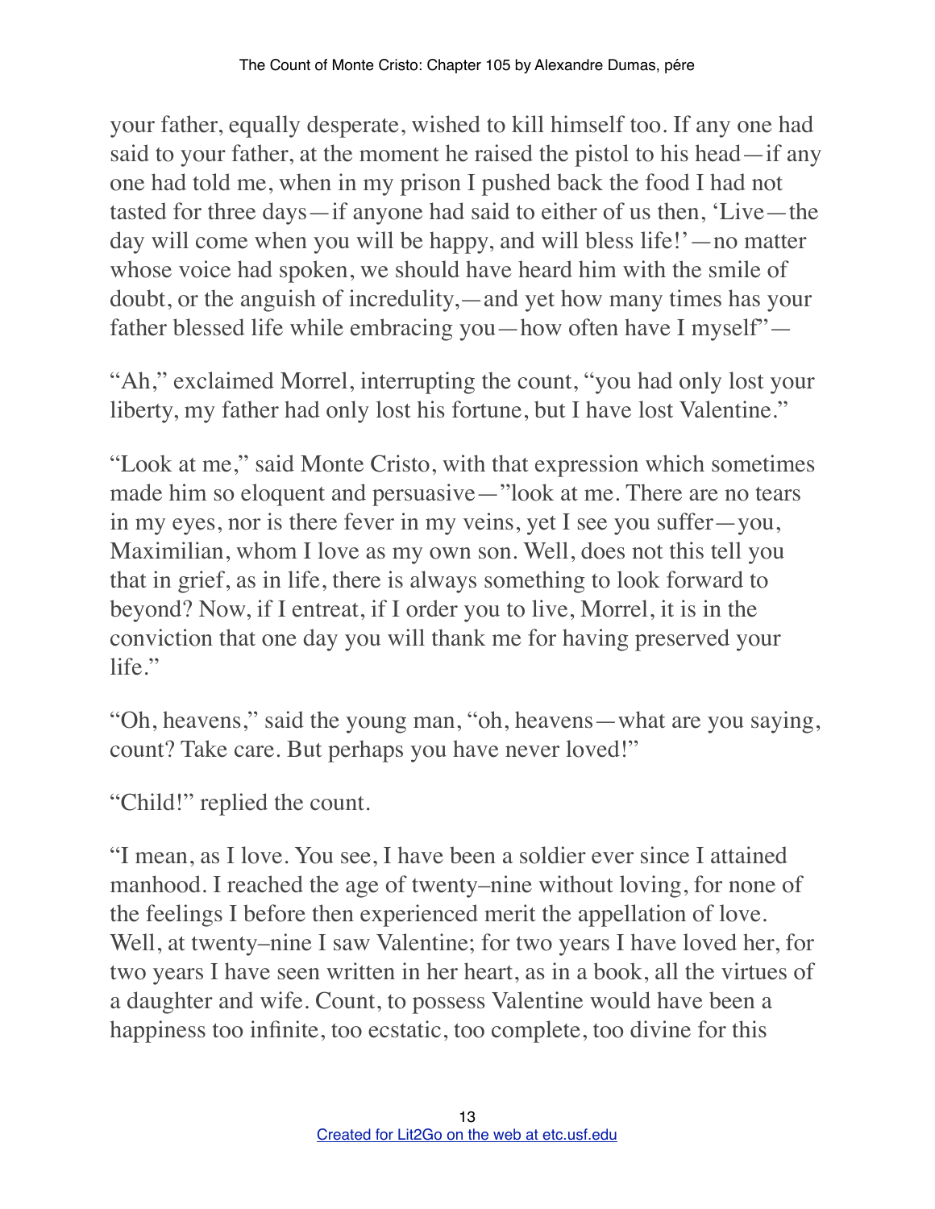your father, equally desperate, wished to kill himself too. If any one had said to your father, at the moment he raised the pistol to his head—if any one had told me, when in my prison I pushed back the food I had not tasted for three days—if anyone had said to either of us then, 'Live—the day will come when you will be happy, and will bless life!'—no matter whose voice had spoken, we should have heard him with the smile of doubt, or the anguish of incredulity,—and yet how many times has your father blessed life while embracing you—how often have I myself"—

"Ah," exclaimed Morrel, interrupting the count, "you had only lost your liberty, my father had only lost his fortune, but I have lost Valentine."

"Look at me," said Monte Cristo, with that expression which sometimes made him so eloquent and persuasive—"look at me. There are no tears in my eyes, nor is there fever in my veins, yet I see you suffer—you, Maximilian, whom I love as my own son. Well, does not this tell you that in grief, as in life, there is always something to look forward to beyond? Now, if I entreat, if I order you to live, Morrel, it is in the conviction that one day you will thank me for having preserved your life."

"Oh, heavens," said the young man, "oh, heavens—what are you saying, count? Take care. But perhaps you have never loved!"

"Child!" replied the count.

"I mean, as I love. You see, I have been a soldier ever since I attained manhood. I reached the age of twenty–nine without loving, for none of the feelings I before then experienced merit the appellation of love. Well, at twenty–nine I saw Valentine; for two years I have loved her, for two years I have seen written in her heart, as in a book, all the virtues of a daughter and wife. Count, to possess Valentine would have been a happiness too infinite, too ecstatic, too complete, too divine for this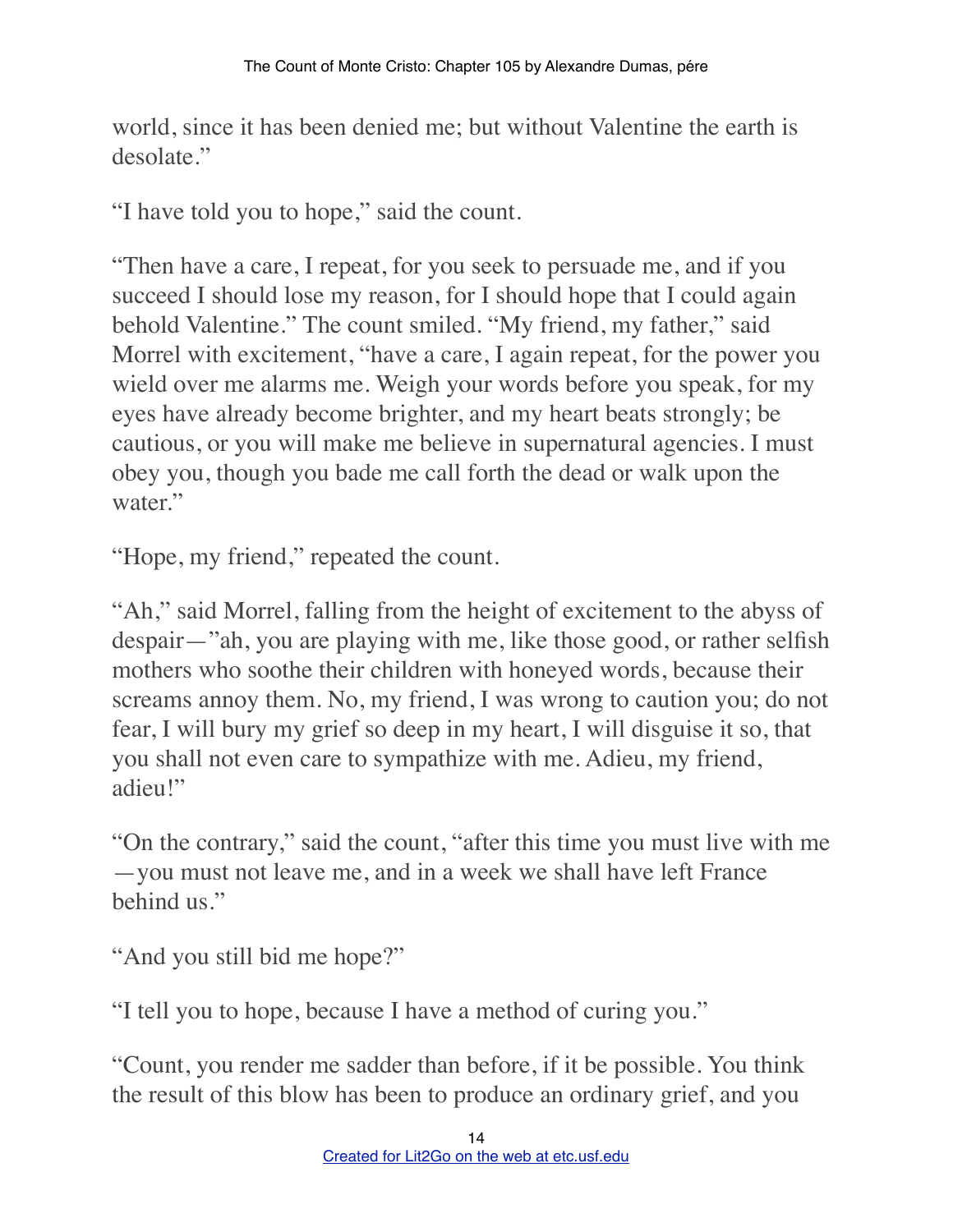world, since it has been denied me; but without Valentine the earth is desolate."

"I have told you to hope," said the count.

"Then have a care, I repeat, for you seek to persuade me, and if you succeed I should lose my reason, for I should hope that I could again behold Valentine." The count smiled. "My friend, my father," said Morrel with excitement, "have a care, I again repeat, for the power you wield over me alarms me. Weigh your words before you speak, for my eyes have already become brighter, and my heart beats strongly; be cautious, or you will make me believe in supernatural agencies. I must obey you, though you bade me call forth the dead or walk upon the water."

"Hope, my friend," repeated the count.

"Ah," said Morrel, falling from the height of excitement to the abyss of despair—"ah, you are playing with me, like those good, or rather selfish mothers who soothe their children with honeyed words, because their screams annoy them. No, my friend, I was wrong to caution you; do not fear, I will bury my grief so deep in my heart, I will disguise it so, that you shall not even care to sympathize with me. Adieu, my friend, adieu!"

"On the contrary," said the count, "after this time you must live with me—you must not leave me, and in a week we shall have left France behind us."

"And you still bid me hope?"

"I tell you to hope, because I have a method of curing you."

"Count, you render me sadder than before, if it be possible. You think the result of this blow has been to produce an ordinary grief, and you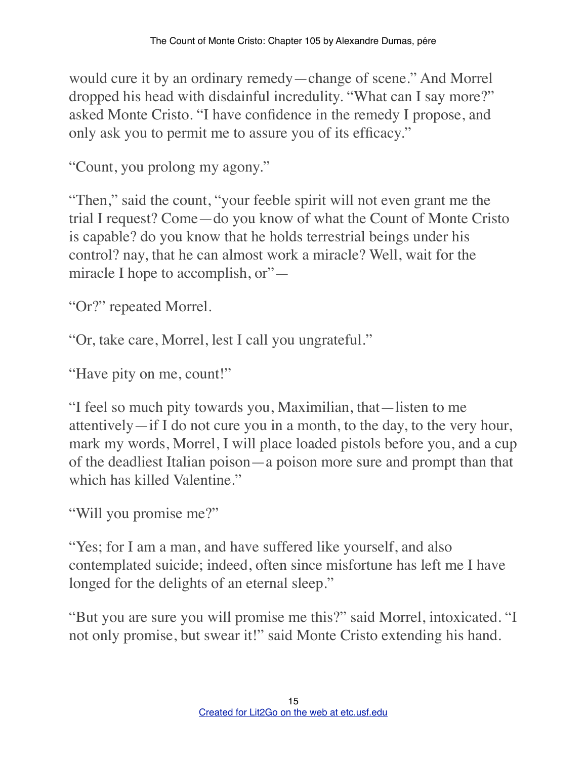would cure it by an ordinary remedy—change of scene." And Morrel dropped his head with disdainful incredulity. "What can I say more?" asked Monte Cristo. "I have confidence in the remedy I propose, and only ask you to permit me to assure you of its efficacy."

"Count, you prolong my agony."

"Then," said the count, "your feeble spirit will not even grant me the trial I request? Come—do you know of what the Count of Monte Cristo is capable? do you know that he holds terrestrial beings under his control? nay, that he can almost work a miracle? Well, wait for the miracle I hope to accomplish, or"—

"Or?" repeated Morrel.

"Or, take care, Morrel, lest I call you ungrateful."

"Have pity on me, count!"

"I feel so much pity towards you, Maximilian, that—listen to me attentively—if I do not cure you in a month, to the day, to the very hour, mark my words, Morrel, I will place loaded pistols before you, and a cup of the deadliest Italian poison—a poison more sure and prompt than that which has killed Valentine."

"Will you promise me?"

"Yes; for I am a man, and have suffered like yourself, and also contemplated suicide; indeed, often since misfortune has left me I have longed for the delights of an eternal sleep."

"But you are sure you will promise me this?" said Morrel, intoxicated. "I not only promise, but swear it!" said Monte Cristo extending his hand.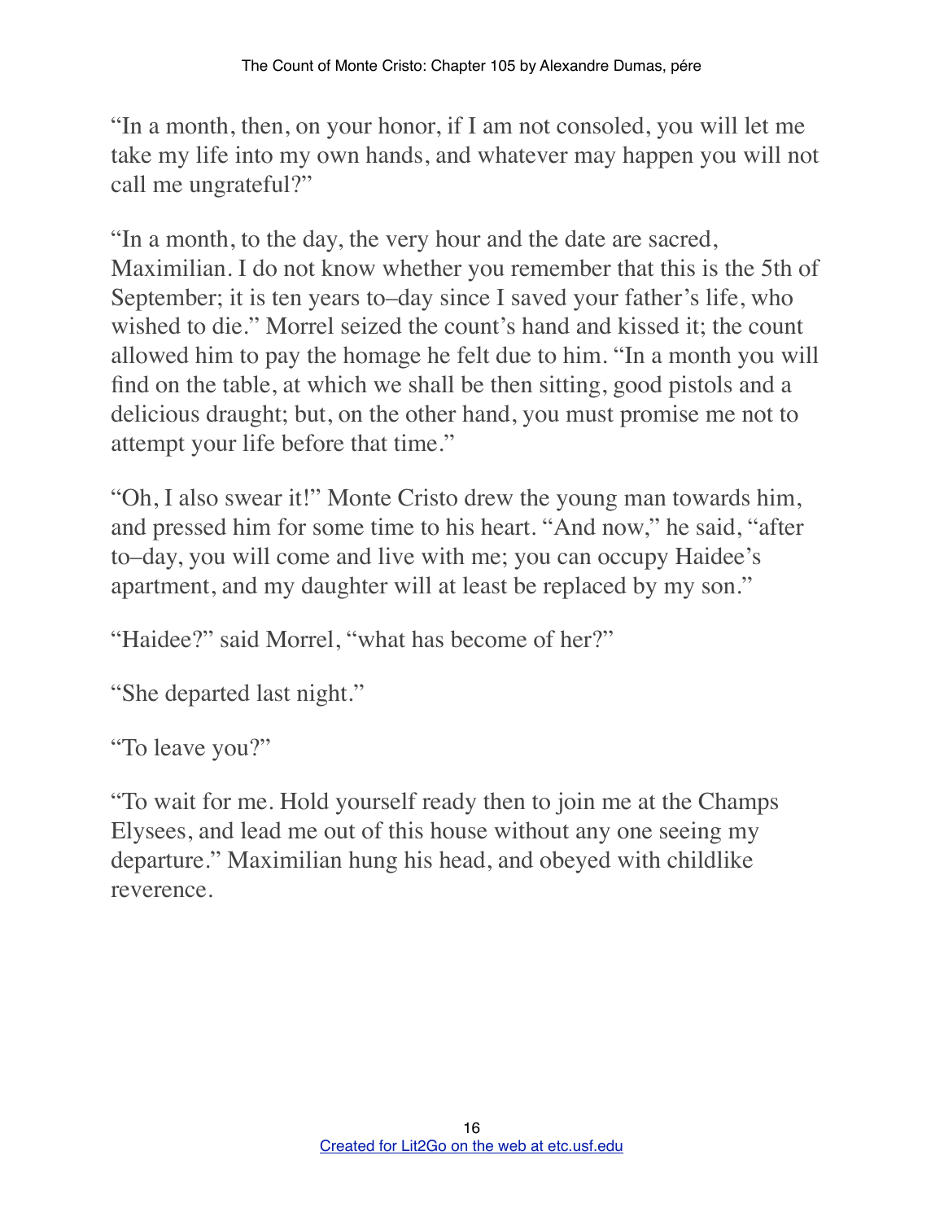"In a month, then, on your honor, if I am not consoled, you will let me take my life into my own hands, and whatever may happen you will not call me ungrateful?"

"In a month, to the day, the very hour and the date are sacred, Maximilian. I do not know whether you remember that this is the 5th of September; it is ten years to–day since I saved your father's life, who wished to die." Morrel seized the count's hand and kissed it; the count allowed him to pay the homage he felt due to him. "In a month you will find on the table, at which we shall be then sitting, good pistols and a delicious draught; but, on the other hand, you must promise me not to attempt your life before that time."

"Oh, I also swear it!" Monte Cristo drew the young man towards him, and pressed him for some time to his heart. "And now," he said, "after to–day, you will come and live with me; you can occupy Haidee's apartment, and my daughter will at least be replaced by my son."

"Haidee?" said Morrel, "what has become of her?"

"She departed last night."

"To leave you?"

"To wait for me. Hold yourself ready then to join me at the Champs Elysees, and lead me out of this house without any one seeing my departure." Maximilian hung his head, and obeyed with childlike reverence.